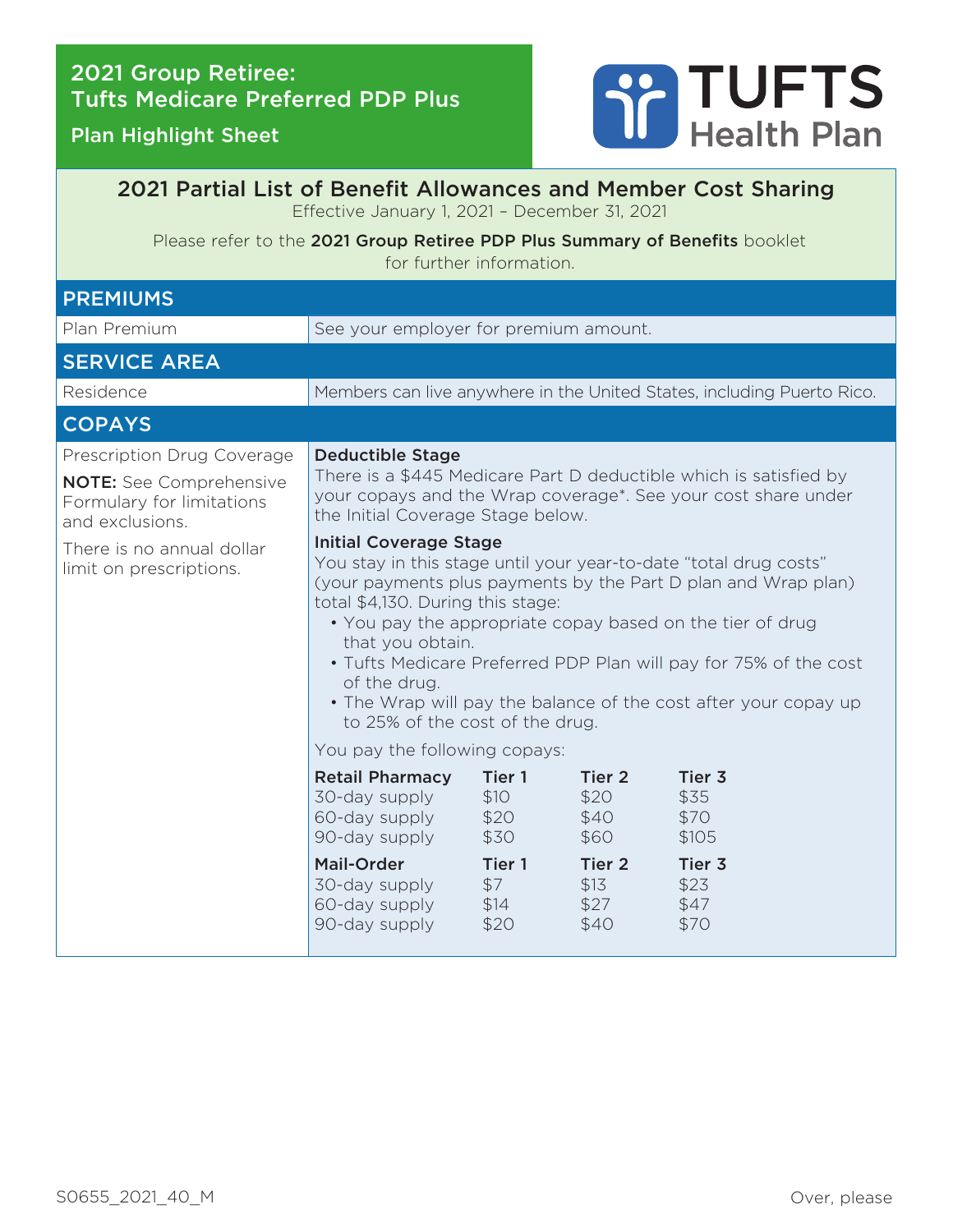# 2021 Group Retiree: Tufts Medicare Preferred PDP Plus

## Plan Highlight Sheet

TUFTS Health Plan

## 2021 Partial List of Benefit Allowances and Member Cost Sharing

Effective January 1, 2021 – December 31, 2021

Please refer to the **2021 Group Retiree PDP Plus Summary of Benefits** booklet for further information.

### PREMIUMS

| | |
|---|---|
| Plan Premium | See your employer for premium amount. |

### SERVICE AREA

| | |
|---|---|
| Residence | Members can live anywhere in the United States, including Puerto Rico. |

### COPAYS

Prescription Drug Coverage

**NOTE:** See Comprehensive Formulary for limitations and exclusions.

There is no annual dollar limit on prescriptions.

**Deductible Stage**

There is a $445 Medicare Part D deductible which is satisfied by your copays and the Wrap coverage*. See your cost share under the Initial Coverage Stage below.

**Initial Coverage Stage**

You stay in this stage until your year-to-date "total drug costs" (your payments plus payments by the Part D plan and Wrap plan) total $4,130. During this stage:

- You pay the appropriate copay based on the tier of drug that you obtain.
- Tufts Medicare Preferred PDP Plan will pay for 75% of the cost of the drug.
- The Wrap will pay the balance of the cost after your copay up to 25% of the cost of the drug.

You pay the following copays:

| Retail Pharmacy | Tier 1 | Tier 2 | Tier 3 |
|---|---|---|---|
| 30-day supply | $10 | $20 | $35 |
| 60-day supply | $20 | $40 | $70 |
| 90-day supply | $30 | $60 | $105 |

| Mail-Order | Tier 1 | Tier 2 | Tier 3 |
|---|---|---|---|
| 30-day supply | $7 | $13 | $23 |
| 60-day supply | $14 | $27 | $47 |
| 90-day supply | $20 | $40 | $70 |

S0655_2021_40_M

Over, please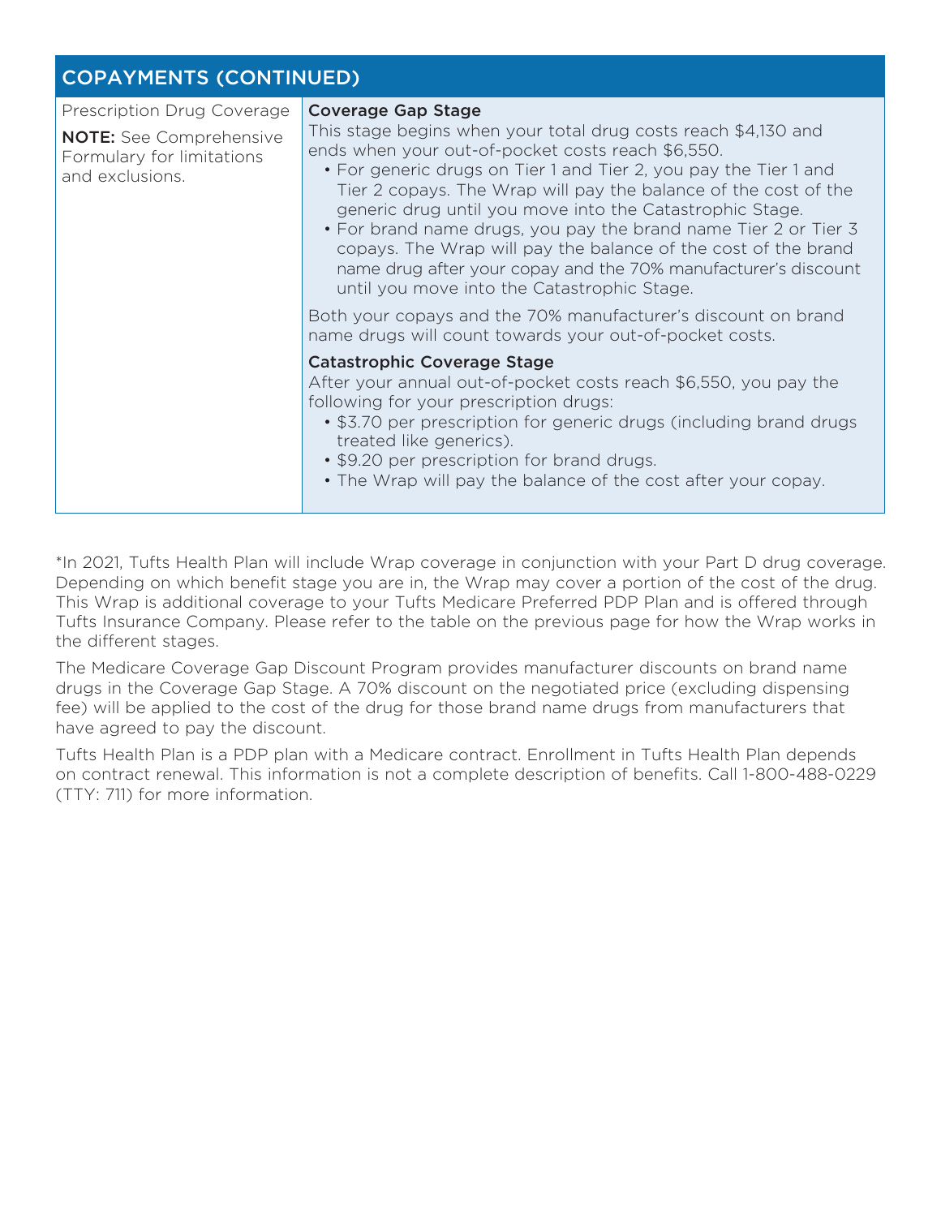| COPAYMENTS (CONTINUED) | |
|---|---|
| Prescription Drug Coverage<br><br>**NOTE:** See Comprehensive Formulary for limitations and exclusions. | **Coverage Gap Stage**<br>This stage begins when your total drug costs reach $4,130 and ends when your out-of-pocket costs reach $6,550.<br>• For generic drugs on Tier 1 and Tier 2, you pay the Tier 1 and Tier 2 copays. The Wrap will pay the balance of the cost of the generic drug until you move into the Catastrophic Stage.<br>• For brand name drugs, you pay the brand name Tier 2 or Tier 3 copays. The Wrap will pay the balance of the cost of the brand name drug after your copay and the 70% manufacturer's discount until you move into the Catastrophic Stage.<br><br>Both your copays and the 70% manufacturer's discount on brand name drugs will count towards your out-of-pocket costs.<br><br>**Catastrophic Coverage Stage**<br>After your annual out-of-pocket costs reach $6,550, you pay the following for your prescription drugs:<br>• $3.70 per prescription for generic drugs (including brand drugs treated like generics).<br>• $9.20 per prescription for brand drugs.<br>• The Wrap will pay the balance of the cost after your copay. |

*In 2021, Tufts Health Plan will include Wrap coverage in conjunction with your Part D drug coverage. Depending on which benefit stage you are in, the Wrap may cover a portion of the cost of the drug. This Wrap is additional coverage to your Tufts Medicare Preferred PDP Plan and is offered through Tufts Insurance Company. Please refer to the table on the previous page for how the Wrap works in the different stages.

The Medicare Coverage Gap Discount Program provides manufacturer discounts on brand name drugs in the Coverage Gap Stage. A 70% discount on the negotiated price (excluding dispensing fee) will be applied to the cost of the drug for those brand name drugs from manufacturers that have agreed to pay the discount.

Tufts Health Plan is a PDP plan with a Medicare contract. Enrollment in Tufts Health Plan depends on contract renewal. This information is not a complete description of benefits. Call 1-800-488-0229 (TTY: 711) for more information.